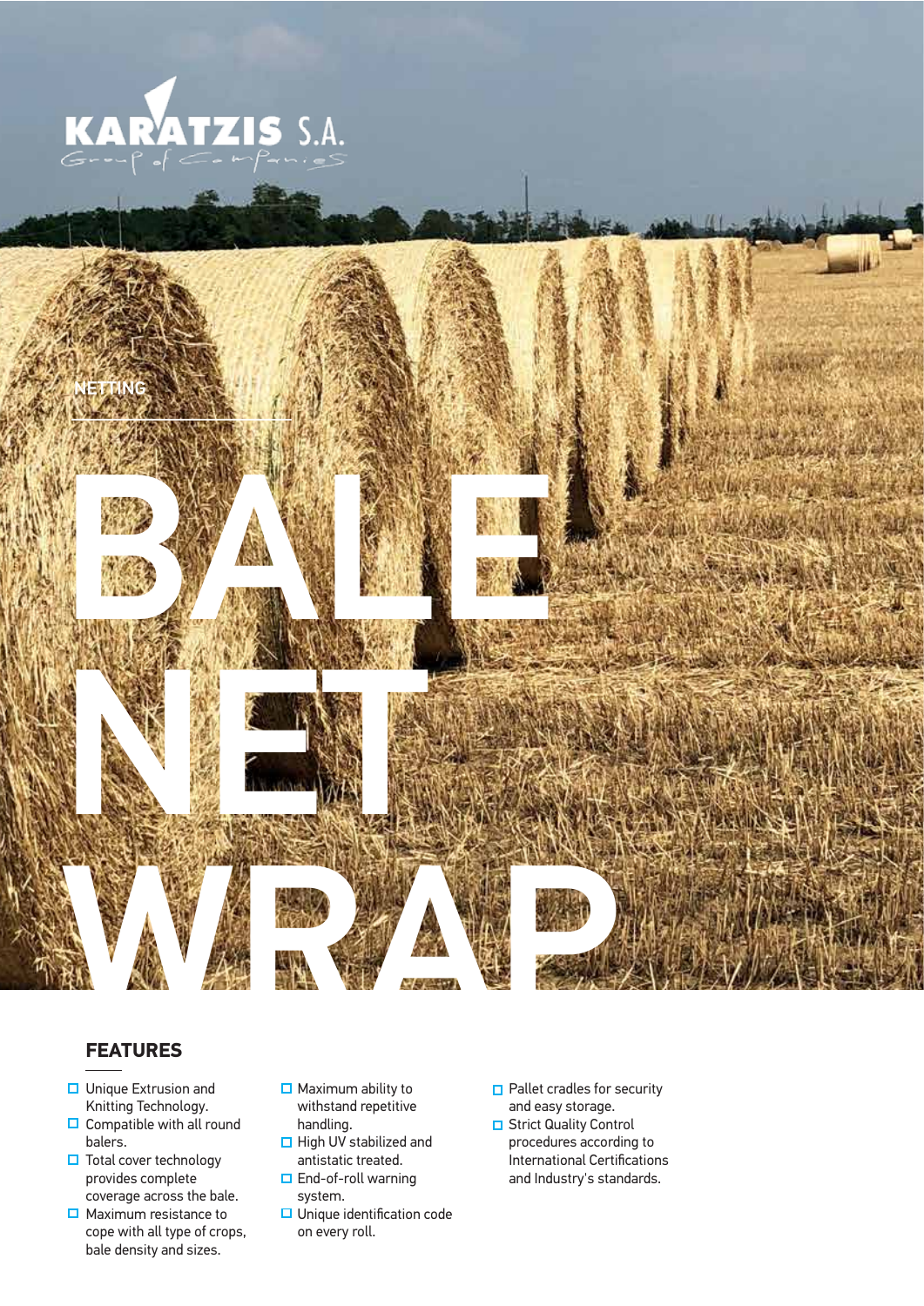KARATZIS S.A.

Group of Companies

NETTING

# BALE NET WRAP

## FEATURES

- Unique Extrusion and Knitting Technology.
- Compatible with all round balers.
- Total cover technology provides complete coverage across the bale.
- Maximum resistance to cope with all type of crops, bale density and sizes.
- Maximum ability to withstand repetitive handling.
- High UV stabilized and antistatic treated.
- End-of-roll warning system.
- Unique identification code on every roll.
- Pallet cradles for security and easy storage.
- Strict Quality Control procedures according to International Certifications and Industry's standards.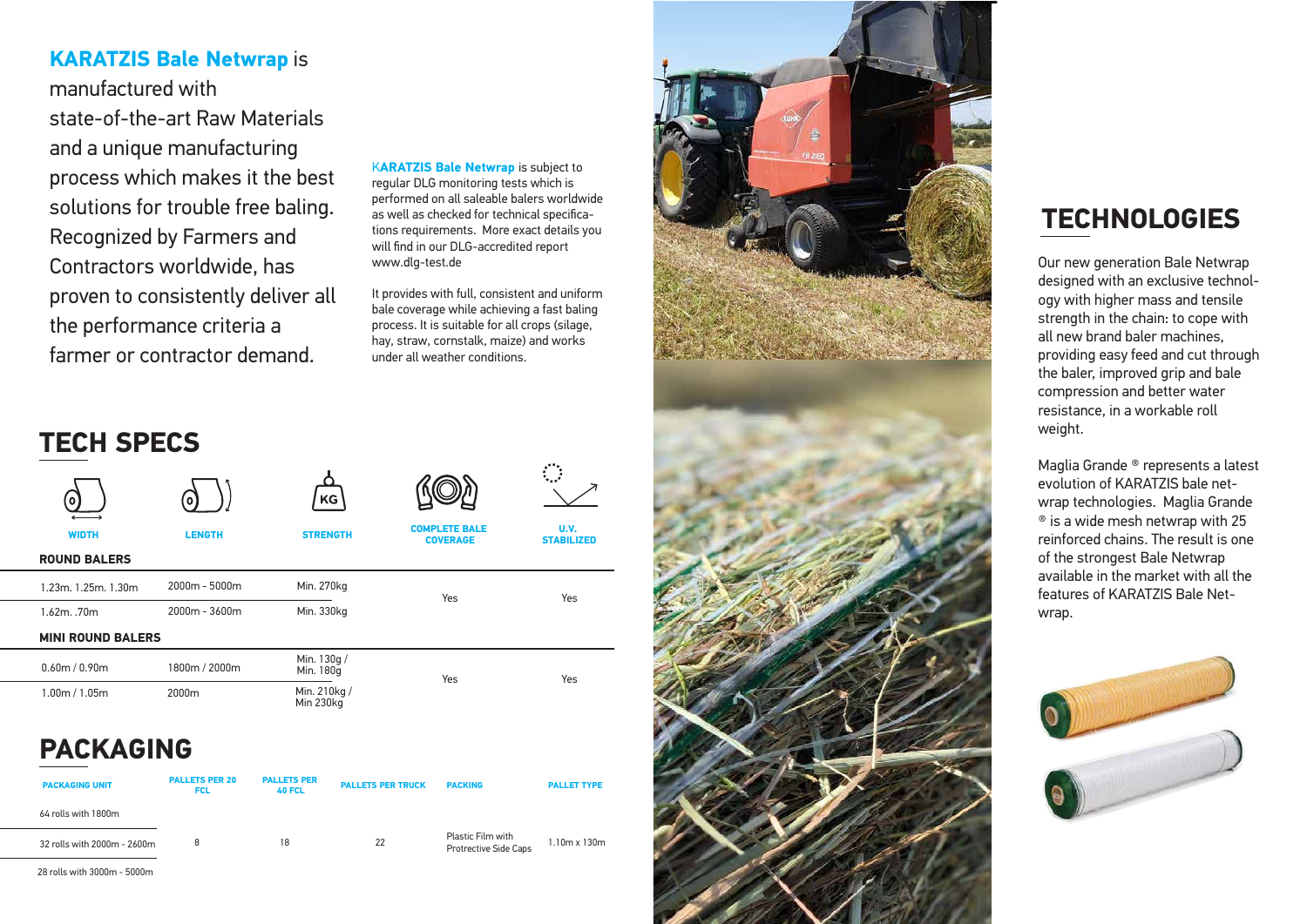**KARATZIS Bale Netwrap** is manufactured with state-of-the-art Raw Materials and a unique manufacturing process which makes it the best solutions for trouble free baling. Recognized by Farmers and Contractors worldwide, has proven to consistently deliver all the performance criteria a farmer or contractor demand.

**KARATZIS Bale Netwrap** is subject to regular DLG monitoring tests which is performed on all saleable balers worldwide as well as checked for technical specifications requirements. More exact details you will find in our DLG-accredited report www.dlg-test.de

It provides with full, consistent and uniform bale coverage while achieving a fast baling process. It is suitable for all crops (silage, hay, straw, cornstalk, maize) and works under all weather conditions.

## TECH SPECS

| WIDTH | LENGTH | STRENGTH | COMPLETE BALE COVERAGE | U.V. STABILIZED |
|---|---|---|---|---|
| **ROUND BALERS** | | | | |
| 1.23m. 1.25m. 1.30m | 2000m - 5000m | Min. 270kg | Yes | Yes |
| 1.62m. .70m | 2000m - 3600m | Min. 330kg | | |
| **MINI ROUND BALERS** | | | | |
| 0.60m / 0.90m | 1800m / 2000m | Min. 130g / Min. 180g | Yes | Yes |
| 1.00m / 1.05m | 2000m | Min. 210kg / Min 230kg | | |

## PACKAGING

| PACKAGING UNIT | PALLETS PER 20 FCL | PALLETS PER 40 FCL | PALLETS PER TRUCK | PACKING | PALLET TYPE |
|---|---|---|---|---|---|
| 64 rolls with 1800m | | | | | |
| 32 rolls with 2000m - 2600m | 8 | 18 | 22 | Plastic Film with Protective Side Caps | 1.10m x 130m |
| 28 rolls with 3000m - 5000m | | | | | |

## TECHNOLOGIES

Our new generation Bale Netwrap designed with an exclusive technology with higher mass and tensile strength in the chain: to cope with all new brand baler machines, providing easy feed and cut through the baler, improved grip and bale compression and better water resistance, in a workable roll weight.

Maglia Grande ® represents a latest evolution of KARATZIS bale netwrap technologies. Maglia Grande ® is a wide mesh netwrap with 25 reinforced chains. The result is one of the strongest Bale Netwrap available in the market with all the features of KARATZIS Bale Netwrap.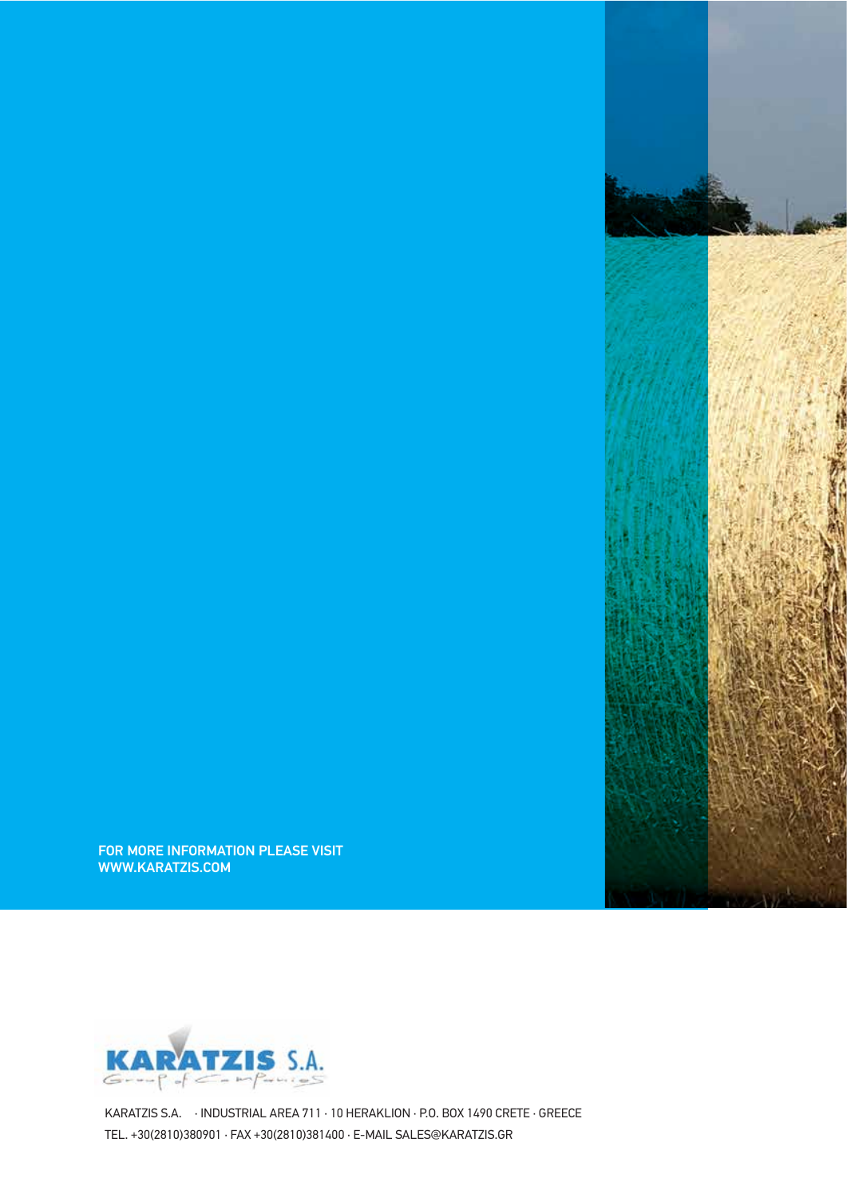FOR MORE INFORMATION PLEASE VISIT
WWW.KARATZIS.COM

KARATZIS S.A.
Group of Companies

KARATZIS S.A. · INDUSTRIAL AREA 711 · 10 HERAKLION · P.O. BOX 1490 CRETE · GREECE
TEL. +30(2810)380901 · FAX +30(2810)381400 · E-MAIL SALES@KARATZIS.GR